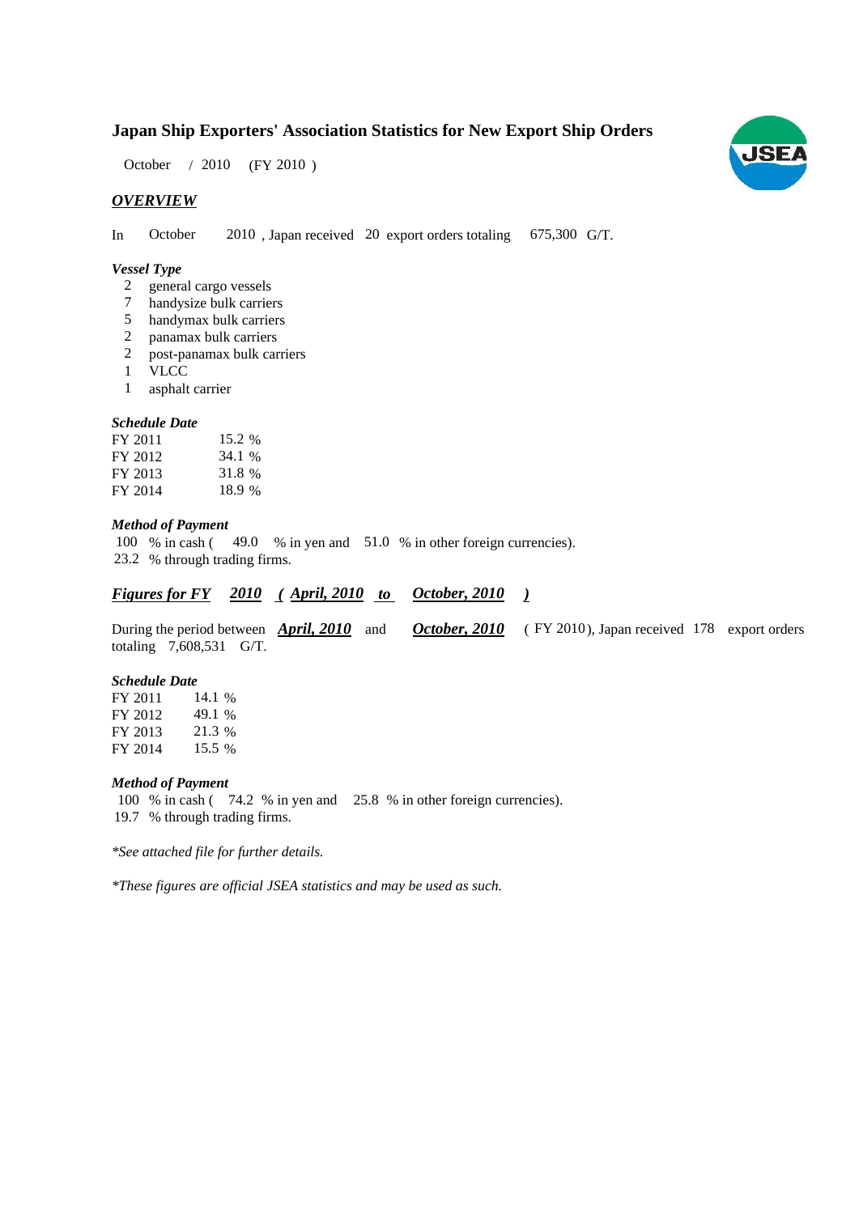# Japan Ship Exporters' Association Statistics for New Export Ship Orders

October / 2010 (FY 2010 )

## *OVERVIEW*

In October 2010 , Japan received 20 export orders totaling 675,300 G/T.

### *Vessel Type*

- 2 general cargo vessels
- 7 handysize bulk carriers
- 5 handymax bulk carriers
- 2 panamax bulk carriers
- 2 post-panamax bulk carriers
- 1 VLCC
- 1 asphalt carrier

### *Schedule Date*

| | |
|---|---|
| FY 2011 | 15.2 % |
| FY 2012 | 34.1 % |
| FY 2013 | 31.8 % |
| FY 2014 | 18.9 % |

### *Method of Payment*

100 % in cash ( 49.0 % in yen and 51.0 % in other foreign currencies).
23.2 % through trading firms.

## ***Figures for FY 2010 ( April, 2010 to October, 2010 )***

During the period between ***April, 2010*** and ***October, 2010*** ( FY 2010), Japan received 178 export orders totaling 7,608,531 G/T.

### *Schedule Date*

| | |
|---|---|
| FY 2011 | 14.1 % |
| FY 2012 | 49.1 % |
| FY 2013 | 21.3 % |
| FY 2014 | 15.5 % |

### *Method of Payment*

100 % in cash ( 74.2 % in yen and 25.8 % in other foreign currencies).
19.7 % through trading firms.

*\*See attached file for further details.*

*\*These figures are official JSEA statistics and may be used as such.*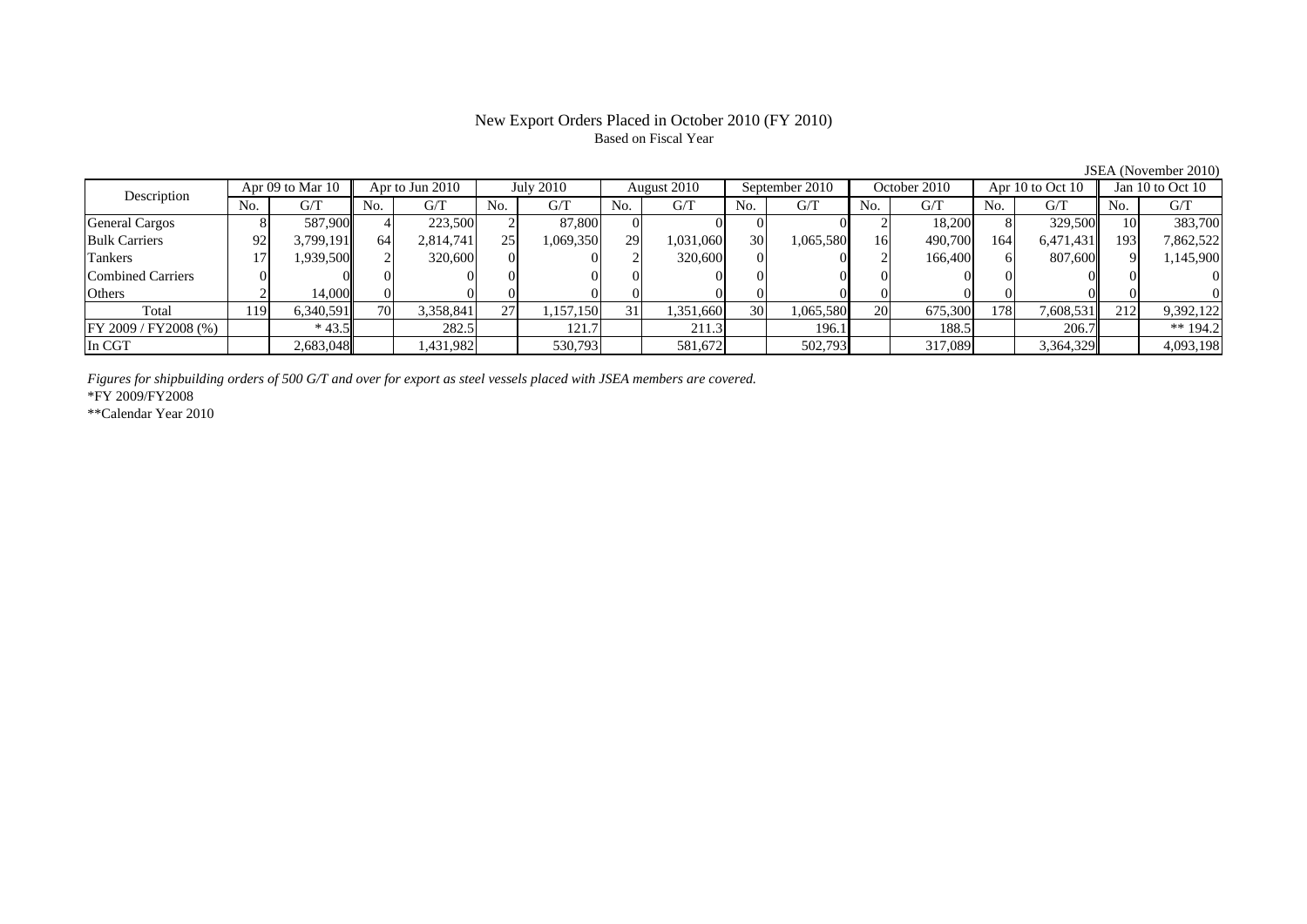# New Export Orders Placed in October 2010 (FY 2010)

Based on Fiscal Year

JSEA (November 2010)

| Description | Apr 09 to Mar 10 | | Apr to Jun 2010 | | July 2010 | | August 2010 | | September 2010 | | October 2010 | | Apr 10 to Oct 10 | | Jan 10 to Oct 10 | |
|---|---|---|---|---|---|---|---|---|---|---|---|---|---|---|---|---|
| | No. | G/T | No. | G/T | No. | G/T | No. | G/T | No. | G/T | No. | G/T | No. | G/T | No. | G/T |
| General Cargos | 8 | 587,900 | 4 | 223,500 | 2 | 87,800 | 0 | 0 | 0 | 0 | 2 | 18,200 | 8 | 329,500 | 10 | 383,700 |
| Bulk Carriers | 92 | 3,799,191 | 64 | 2,814,741 | 25 | 1,069,350 | 29 | 1,031,060 | 30 | 1,065,580 | 16 | 490,700 | 164 | 6,471,431 | 193 | 7,862,522 |
| Tankers | 17 | 1,939,500 | 2 | 320,600 | 0 | 0 | 2 | 320,600 | 0 | 0 | 2 | 166,400 | 6 | 807,600 | 9 | 1,145,900 |
| Combined Carriers | 0 | 0 | 0 | 0 | 0 | 0 | 0 | 0 | 0 | 0 | 0 | 0 | 0 | 0 | 0 | 0 |
| Others | 2 | 14,000 | 0 | 0 | 0 | 0 | 0 | 0 | 0 | 0 | 0 | 0 | 0 | 0 | 0 | 0 |
| Total | 119 | 6,340,591 | 70 | 3,358,841 | 27 | 1,157,150 | 31 | 1,351,660 | 30 | 1,065,580 | 20 | 675,300 | 178 | 7,608,531 | 212 | 9,392,122 |
| FY 2009 / FY2008 (%) | | * 43.5 | | 282.5 | | 121.7 | | 211.3 | | 196.1 | | 188.5 | | 206.7 | | ** 194.2 |
| In CGT | | 2,683,048 | | 1,431,982 | | 530,793 | | 581,672 | | 502,793 | | 317,089 | | 3,364,329 | | 4,093,198 |

*Figures for shipbuilding orders of 500 G/T and over for export as steel vessels placed with JSEA members are covered.*

*FY 2009/FY2008

**Calendar Year 2010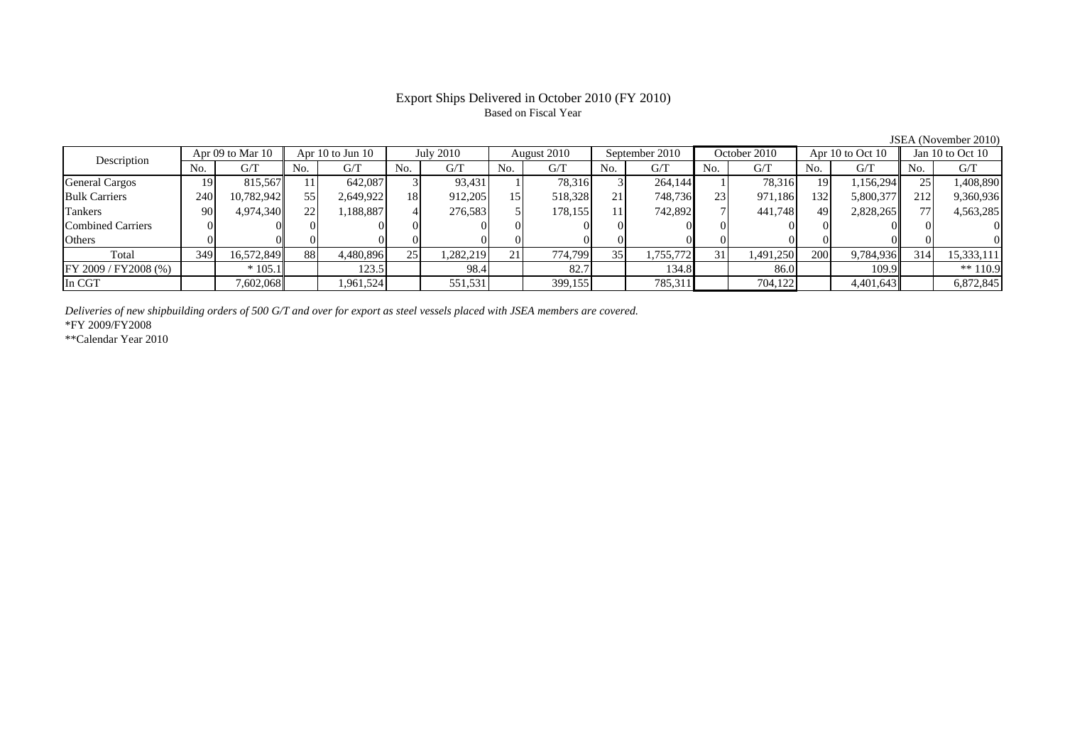# Export Ships Delivered in October 2010 (FY 2010)

Based on Fiscal Year

JSEA (November 2010)

| Description | Apr 09 to Mar 10 | | Apr 10 to Jun 10 | | July 2010 | | August 2010 | | September 2010 | | October 2010 | | Apr 10 to Oct 10 | | Jan 10 to Oct 10 | |
|---|---|---|---|---|---|---|---|---|---|---|---|---|---|---|---|---|
| | No. | G/T | No. | G/T | No. | G/T | No. | G/T | No. | G/T | No. | G/T | No. | G/T | No. | G/T |
| General Cargos | 19 | 815,567 | 11 | 642,087 | 3 | 93,431 | 1 | 78,316 | 3 | 264,144 | 1 | 78,316 | 19 | 1,156,294 | 25 | 1,408,890 |
| Bulk Carriers | 240 | 10,782,942 | 55 | 2,649,922 | 18 | 912,205 | 15 | 518,328 | 21 | 748,736 | 23 | 971,186 | 132 | 5,800,377 | 212 | 9,360,936 |
| Tankers | 90 | 4,974,340 | 22 | 1,188,887 | 4 | 276,583 | 5 | 178,155 | 11 | 742,892 | 7 | 441,748 | 49 | 2,828,265 | 77 | 4,563,285 |
| Combined Carriers | 0 | 0 | 0 | 0 | 0 | 0 | 0 | 0 | 0 | 0 | 0 | 0 | 0 | 0 | 0 | 0 |
| Others | 0 | 0 | 0 | 0 | 0 | 0 | 0 | 0 | 0 | 0 | 0 | 0 | 0 | 0 | 0 | 0 |
| Total | 349 | 16,572,849 | 88 | 4,480,896 | 25 | 1,282,219 | 21 | 774,799 | 35 | 1,755,772 | 31 | 1,491,250 | 200 | 9,784,936 | 314 | 15,333,111 |
| FY 2009 / FY2008 (%) | | * 105.1 | | 123.5 | | 98.4 | | 82.7 | | 134.8 | | 86.0 | | 109.9 | | ** 110.9 |
| In CGT | | 7,602,068 | | 1,961,524 | | 551,531 | | 399,155 | | 785,311 | | 704,122 | | 4,401,643 | | 6,872,845 |

*Deliveries of new shipbuilding orders of 500 G/T and over for export as steel vessels placed with JSEA members are covered.*

*FY 2009/FY2008

**Calendar Year 2010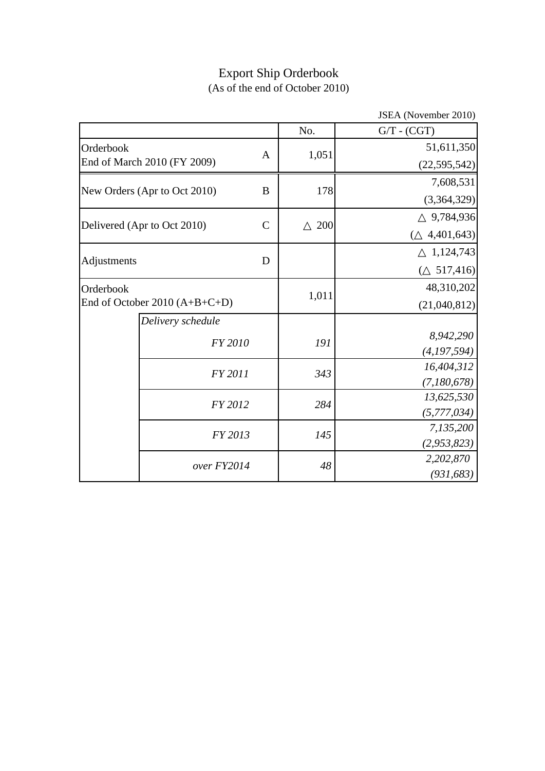# Export Ship Orderbook

(As of the end of October 2010)

JSEA (November 2010)

| | | | No. | G/T - (CGT) |
|---|---|---|---|---|
| Orderbook<br>End of March 2010 (FY 2009) | | A | 1,051 | 51,611,350<br>(22,595,542) |
| New Orders (Apr to Oct 2010) | | B | 178 | 7,608,531<br>(3,364,329) |
| Delivered (Apr to Oct 2010) | | C | △ 200 | △ 9,784,936<br>(△ 4,401,643) |
| Adjustments | | D | | △ 1,124,743<br>(△ 517,416) |
| Orderbook<br>End of October 2010 (A+B+C+D) | | | 1,011 | 48,310,202<br>(21,040,812) |
| | *Delivery schedule* | | | |
| | *FY 2010* | | *191* | *8,942,290*<br>*(4,197,594)* |
| | *FY 2011* | | *343* | *16,404,312*<br>*(7,180,678)* |
| | *FY 2012* | | *284* | *13,625,530*<br>*(5,777,034)* |
| | *FY 2013* | | *145* | *7,135,200*<br>*(2,953,823)* |
| | *over FY2014* | | *48* | *2,202,870*<br>*(931,683)* |